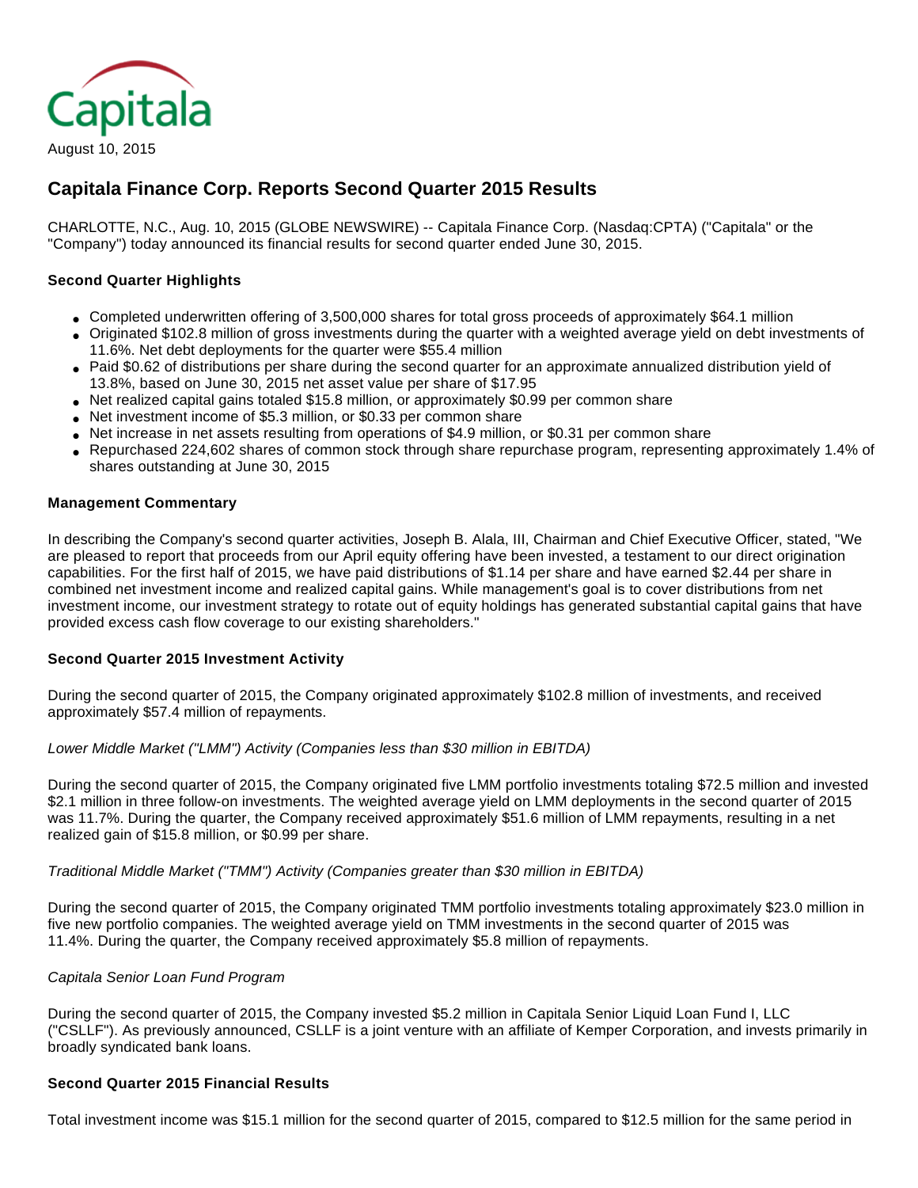Capitala

August 10, 2015

# Capitala Finance Corp. Reports Second Quarter 2015 Results

CHARLOTTE, N.C., Aug. 10, 2015 (GLOBE NEWSWIRE) -- Capitala Finance Corp. (Nasdaq:CPTA) ("Capitala" or the "Company") today announced its financial results for second quarter ended June 30, 2015.

### Second Quarter Highlights

- Completed underwritten offering of 3,500,000 shares for total gross proceeds of approximately $64.1 million
- Originated $102.8 million of gross investments during the quarter with a weighted average yield on debt investments of 11.6%. Net debt deployments for the quarter were $55.4 million
- Paid $0.62 of distributions per share during the second quarter for an approximate annualized distribution yield of 13.8%, based on June 30, 2015 net asset value per share of $17.95
- Net realized capital gains totaled $15.8 million, or approximately $0.99 per common share
- Net investment income of $5.3 million, or $0.33 per common share
- Net increase in net assets resulting from operations of $4.9 million, or $0.31 per common share
- Repurchased 224,602 shares of common stock through share repurchase program, representing approximately 1.4% of shares outstanding at June 30, 2015

### Management Commentary

In describing the Company's second quarter activities, Joseph B. Alala, III, Chairman and Chief Executive Officer, stated, "We are pleased to report that proceeds from our April equity offering have been invested, a testament to our direct origination capabilities. For the first half of 2015, we have paid distributions of $1.14 per share and have earned $2.44 per share in combined net investment income and realized capital gains. While management's goal is to cover distributions from net investment income, our investment strategy to rotate out of equity holdings has generated substantial capital gains that have provided excess cash flow coverage to our existing shareholders."

### Second Quarter 2015 Investment Activity

During the second quarter of 2015, the Company originated approximately $102.8 million of investments, and received approximately $57.4 million of repayments.

*Lower Middle Market ("LMM") Activity (Companies less than $30 million in EBITDA)*

During the second quarter of 2015, the Company originated five LMM portfolio investments totaling $72.5 million and invested $2.1 million in three follow-on investments. The weighted average yield on LMM deployments in the second quarter of 2015 was 11.7%. During the quarter, the Company received approximately $51.6 million of LMM repayments, resulting in a net realized gain of $15.8 million, or $0.99 per share.

*Traditional Middle Market ("TMM") Activity (Companies greater than $30 million in EBITDA)*

During the second quarter of 2015, the Company originated TMM portfolio investments totaling approximately $23.0 million in five new portfolio companies. The weighted average yield on TMM investments in the second quarter of 2015 was 11.4%. During the quarter, the Company received approximately $5.8 million of repayments.

*Capitala Senior Loan Fund Program*

During the second quarter of 2015, the Company invested $5.2 million in Capitala Senior Liquid Loan Fund I, LLC ("CSLLF"). As previously announced, CSLLF is a joint venture with an affiliate of Kemper Corporation, and invests primarily in broadly syndicated bank loans.

### Second Quarter 2015 Financial Results

Total investment income was $15.1 million for the second quarter of 2015, compared to $12.5 million for the same period in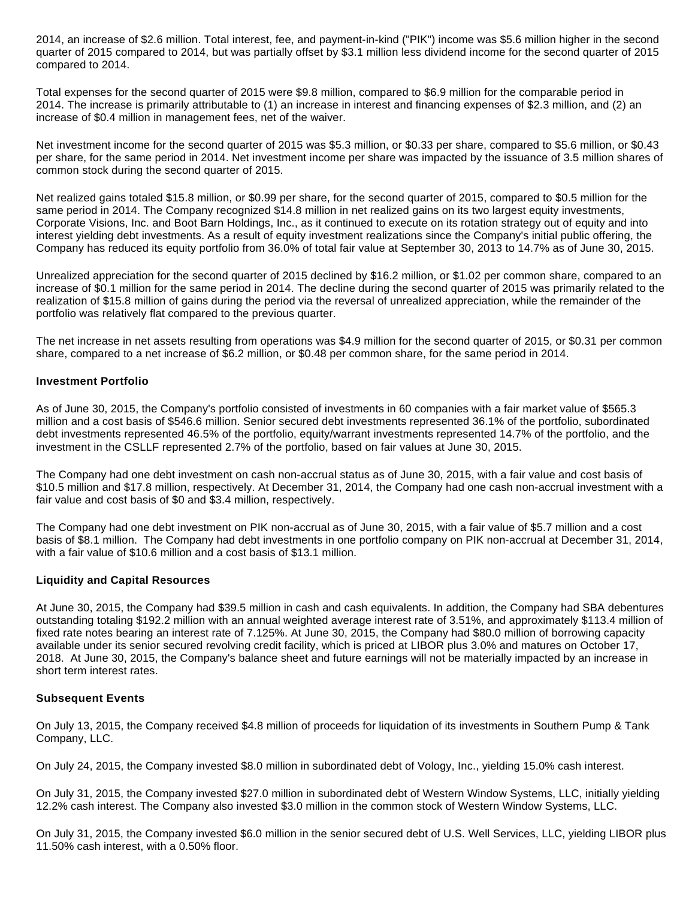2014, an increase of $2.6 million. Total interest, fee, and payment-in-kind ("PIK") income was $5.6 million higher in the second quarter of 2015 compared to 2014, but was partially offset by $3.1 million less dividend income for the second quarter of 2015 compared to 2014.

Total expenses for the second quarter of 2015 were $9.8 million, compared to $6.9 million for the comparable period in 2014. The increase is primarily attributable to (1) an increase in interest and financing expenses of $2.3 million, and (2) an increase of $0.4 million in management fees, net of the waiver.

Net investment income for the second quarter of 2015 was $5.3 million, or $0.33 per share, compared to $5.6 million, or $0.43 per share, for the same period in 2014. Net investment income per share was impacted by the issuance of 3.5 million shares of common stock during the second quarter of 2015.

Net realized gains totaled $15.8 million, or $0.99 per share, for the second quarter of 2015, compared to $0.5 million for the same period in 2014. The Company recognized $14.8 million in net realized gains on its two largest equity investments, Corporate Visions, Inc. and Boot Barn Holdings, Inc., as it continued to execute on its rotation strategy out of equity and into interest yielding debt investments. As a result of equity investment realizations since the Company's initial public offering, the Company has reduced its equity portfolio from 36.0% of total fair value at September 30, 2013 to 14.7% as of June 30, 2015.

Unrealized appreciation for the second quarter of 2015 declined by $16.2 million, or $1.02 per common share, compared to an increase of $0.1 million for the same period in 2014. The decline during the second quarter of 2015 was primarily related to the realization of $15.8 million of gains during the period via the reversal of unrealized appreciation, while the remainder of the portfolio was relatively flat compared to the previous quarter.

The net increase in net assets resulting from operations was $4.9 million for the second quarter of 2015, or $0.31 per common share, compared to a net increase of $6.2 million, or $0.48 per common share, for the same period in 2014.

**Investment Portfolio**

As of June 30, 2015, the Company's portfolio consisted of investments in 60 companies with a fair market value of $565.3 million and a cost basis of $546.6 million. Senior secured debt investments represented 36.1% of the portfolio, subordinated debt investments represented 46.5% of the portfolio, equity/warrant investments represented 14.7% of the portfolio, and the investment in the CSLLF represented 2.7% of the portfolio, based on fair values at June 30, 2015.

The Company had one debt investment on cash non-accrual status as of June 30, 2015, with a fair value and cost basis of $10.5 million and $17.8 million, respectively. At December 31, 2014, the Company had one cash non-accrual investment with a fair value and cost basis of $0 and $3.4 million, respectively.

The Company had one debt investment on PIK non-accrual as of June 30, 2015, with a fair value of $5.7 million and a cost basis of $8.1 million. The Company had debt investments in one portfolio company on PIK non-accrual at December 31, 2014, with a fair value of $10.6 million and a cost basis of $13.1 million.

**Liquidity and Capital Resources**

At June 30, 2015, the Company had $39.5 million in cash and cash equivalents. In addition, the Company had SBA debentures outstanding totaling $192.2 million with an annual weighted average interest rate of 3.51%, and approximately $113.4 million of fixed rate notes bearing an interest rate of 7.125%. At June 30, 2015, the Company had $80.0 million of borrowing capacity available under its senior secured revolving credit facility, which is priced at LIBOR plus 3.0% and matures on October 17, 2018. At June 30, 2015, the Company's balance sheet and future earnings will not be materially impacted by an increase in short term interest rates.

**Subsequent Events**

On July 13, 2015, the Company received $4.8 million of proceeds for liquidation of its investments in Southern Pump & Tank Company, LLC.

On July 24, 2015, the Company invested $8.0 million in subordinated debt of Vology, Inc., yielding 15.0% cash interest.

On July 31, 2015, the Company invested $27.0 million in subordinated debt of Western Window Systems, LLC, initially yielding 12.2% cash interest. The Company also invested $3.0 million in the common stock of Western Window Systems, LLC.

On July 31, 2015, the Company invested $6.0 million in the senior secured debt of U.S. Well Services, LLC, yielding LIBOR plus 11.50% cash interest, with a 0.50% floor.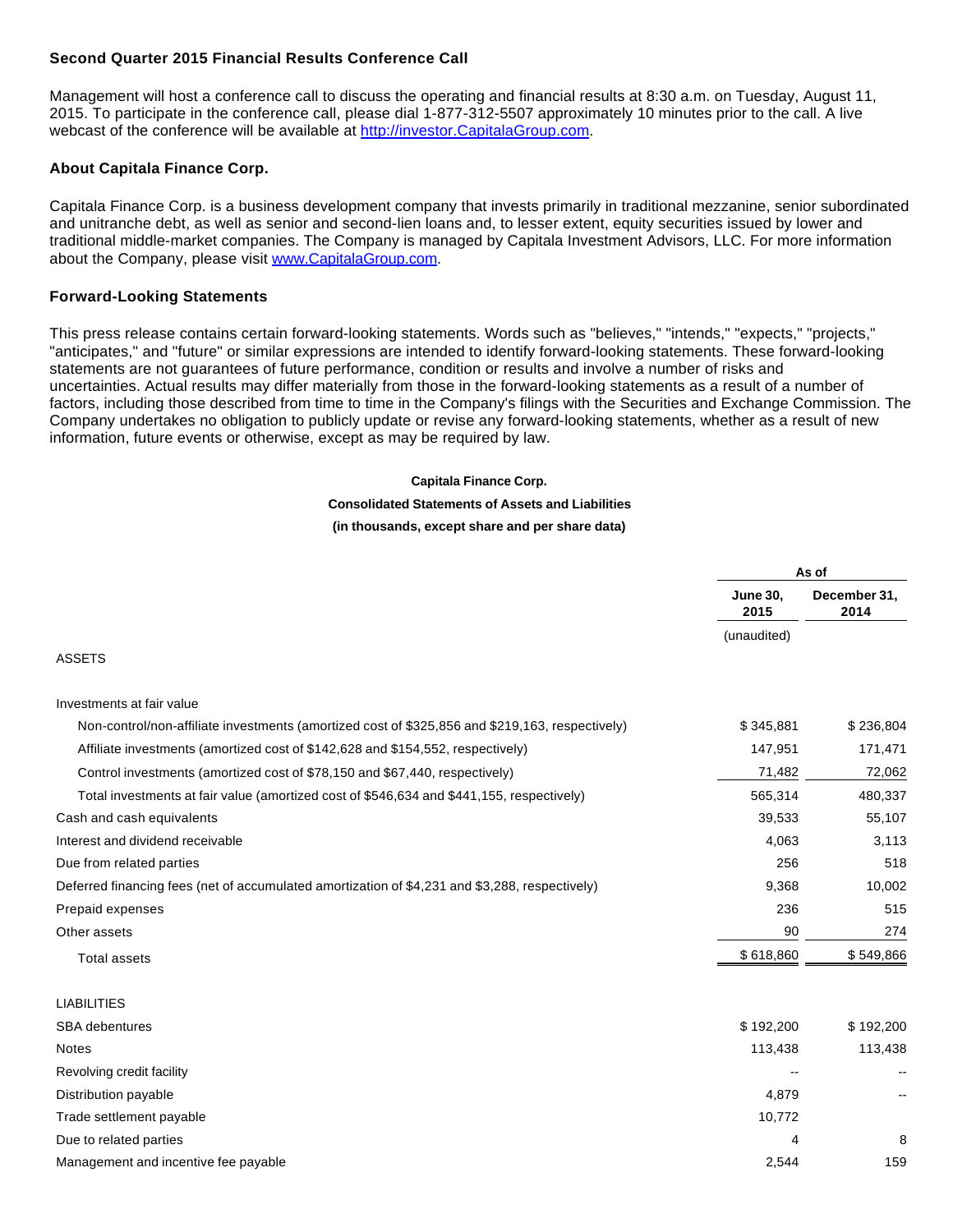### Second Quarter 2015 Financial Results Conference Call

Management will host a conference call to discuss the operating and financial results at 8:30 a.m. on Tuesday, August 11, 2015. To participate in the conference call, please dial 1-877-312-5507 approximately 10 minutes prior to the call. A live webcast of the conference will be available at http://investor.CapitalaGroup.com.

### About Capitala Finance Corp.

Capitala Finance Corp. is a business development company that invests primarily in traditional mezzanine, senior subordinated and unitranche debt, as well as senior and second-lien loans and, to lesser extent, equity securities issued by lower and traditional middle-market companies. The Company is managed by Capitala Investment Advisors, LLC. For more information about the Company, please visit www.CapitalaGroup.com.

### Forward-Looking Statements

This press release contains certain forward-looking statements. Words such as "believes," "intends," "expects," "projects," "anticipates," and "future" or similar expressions are intended to identify forward-looking statements. These forward-looking statements are not guarantees of future performance, condition or results and involve a number of risks and uncertainties. Actual results may differ materially from those in the forward-looking statements as a result of a number of factors, including those described from time to time in the Company's filings with the Securities and Exchange Commission. The Company undertakes no obligation to publicly update or revise any forward-looking statements, whether as a result of new information, future events or otherwise, except as may be required by law.

**Capitala Finance Corp.**

**Consolidated Statements of Assets and Liabilities**

**(in thousands, except share and per share data)**

| | As of | |
|---|---|---|
| | June 30, 2015 | December 31, 2014 |
| | (unaudited) | |
| ASSETS | | |
| Investments at fair value | | |
| Non-control/non-affiliate investments (amortized cost of $325,856 and $219,163, respectively) | $ 345,881 | $ 236,804 |
| Affiliate investments (amortized cost of $142,628 and $154,552, respectively) | 147,951 | 171,471 |
| Control investments (amortized cost of $78,150 and $67,440, respectively) | 71,482 | 72,062 |
| Total investments at fair value (amortized cost of $546,634 and $441,155, respectively) | 565,314 | 480,337 |
| Cash and cash equivalents | 39,533 | 55,107 |
| Interest and dividend receivable | 4,063 | 3,113 |
| Due from related parties | 256 | 518 |
| Deferred financing fees (net of accumulated amortization of $4,231 and $3,288, respectively) | 9,368 | 10,002 |
| Prepaid expenses | 236 | 515 |
| Other assets | 90 | 274 |
| Total assets | $ 618,860 | $ 549,866 |
| LIABILITIES | | |
| SBA debentures | $ 192,200 | $ 192,200 |
| Notes | 113,438 | 113,438 |
| Revolving credit facility | -- | -- |
| Distribution payable | 4,879 | -- |
| Trade settlement payable | 10,772 | |
| Due to related parties | 4 | 8 |
| Management and incentive fee payable | 2,544 | 159 |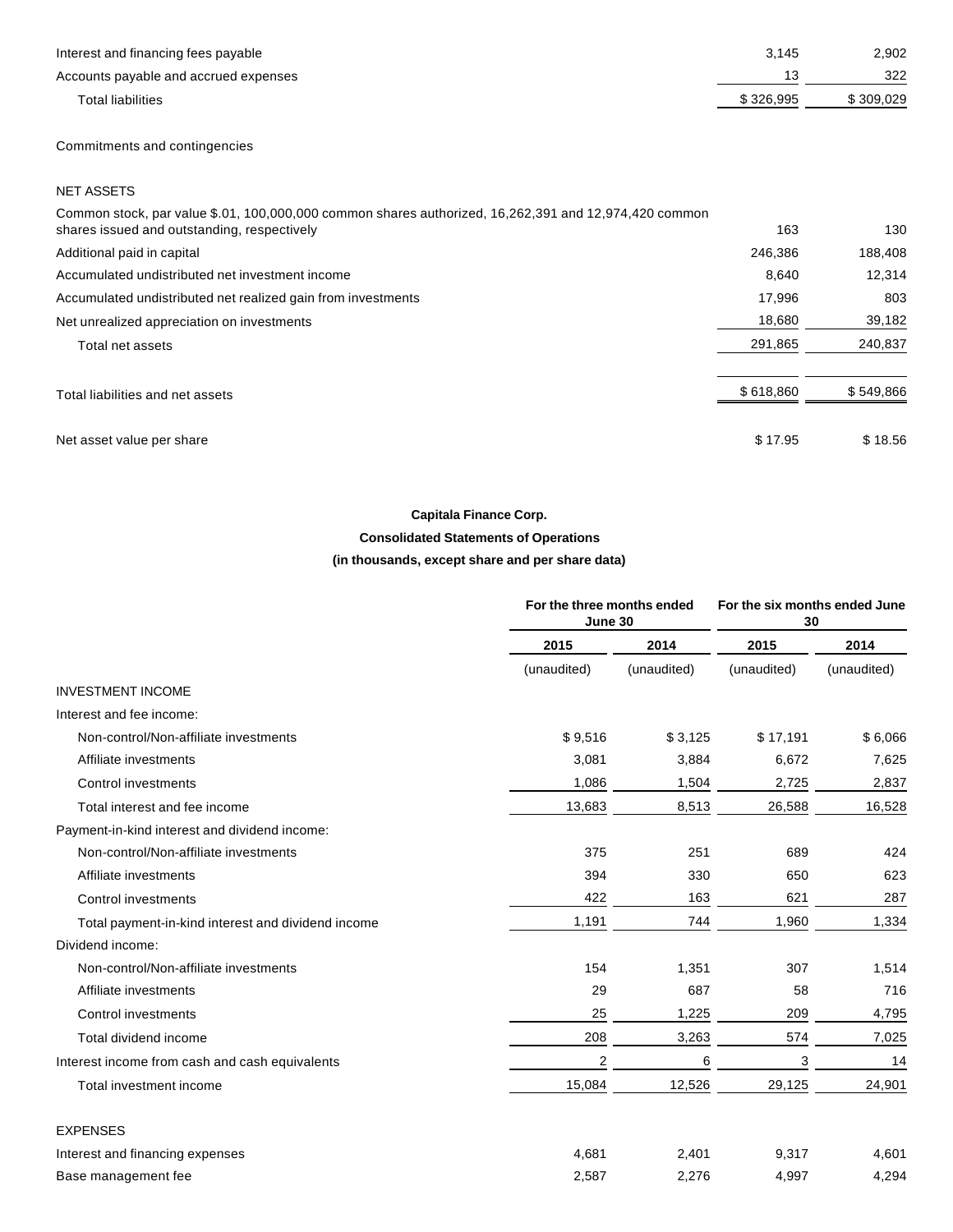| | | |
|---|---|---|
| Interest and financing fees payable | 3,145 | 2,902 |
| Accounts payable and accrued expenses | 13 | 322 |
| Total liabilities | $ 326,995 | $ 309,029 |
| | | |
| Commitments and contingencies | | |
| | | |
| NET ASSETS | | |
| Common stock, par value $.01, 100,000,000 common shares authorized, 16,262,391 and 12,974,420 common shares issued and outstanding, respectively | 163 | 130 |
| Additional paid in capital | 246,386 | 188,408 |
| Accumulated undistributed net investment income | 8,640 | 12,314 |
| Accumulated undistributed net realized gain from investments | 17,996 | 803 |
| Net unrealized appreciation on investments | 18,680 | 39,182 |
| Total net assets | 291,865 | 240,837 |
| | | |
| Total liabilities and net assets | $ 618,860 | $ 549,866 |
| | | |
| Net asset value per share | $ 17.95 | $ 18.56 |

**Capitala Finance Corp.**

**Consolidated Statements of Operations**

**(in thousands, except share and per share data)**

| | For the three months ended June 30 | | For the six months ended June 30 | |
|---|---|---|---|---|
| | 2015 | 2014 | 2015 | 2014 |
| | (unaudited) | (unaudited) | (unaudited) | (unaudited) |
| INVESTMENT INCOME | | | | |
| Interest and fee income: | | | | |
| Non-control/Non-affiliate investments | $ 9,516 | $ 3,125 | $ 17,191 | $ 6,066 |
| Affiliate investments | 3,081 | 3,884 | 6,672 | 7,625 |
| Control investments | 1,086 | 1,504 | 2,725 | 2,837 |
| Total interest and fee income | 13,683 | 8,513 | 26,588 | 16,528 |
| Payment-in-kind interest and dividend income: | | | | |
| Non-control/Non-affiliate investments | 375 | 251 | 689 | 424 |
| Affiliate investments | 394 | 330 | 650 | 623 |
| Control investments | 422 | 163 | 621 | 287 |
| Total payment-in-kind interest and dividend income | 1,191 | 744 | 1,960 | 1,334 |
| Dividend income: | | | | |
| Non-control/Non-affiliate investments | 154 | 1,351 | 307 | 1,514 |
| Affiliate investments | 29 | 687 | 58 | 716 |
| Control investments | 25 | 1,225 | 209 | 4,795 |
| Total dividend income | 208 | 3,263 | 574 | 7,025 |
| Interest income from cash and cash equivalents | 2 | 6 | 3 | 14 |
| Total investment income | 15,084 | 12,526 | 29,125 | 24,901 |
| | | | | |
| EXPENSES | | | | |
| Interest and financing expenses | 4,681 | 2,401 | 9,317 | 4,601 |
| Base management fee | 2,587 | 2,276 | 4,997 | 4,294 |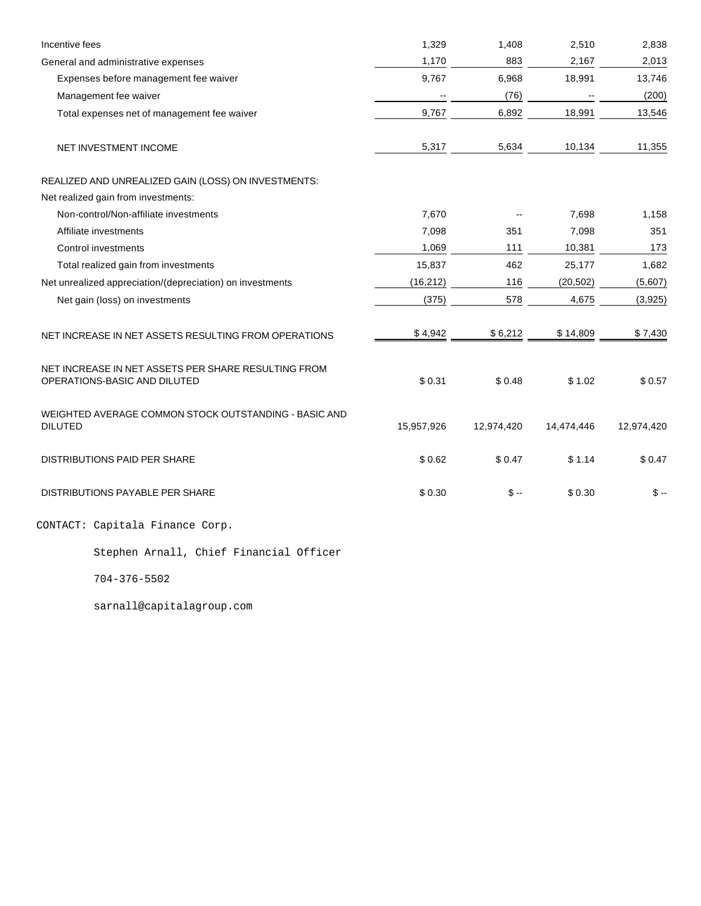| | | | | |
|---|---|---|---|---|
| Incentive fees | 1,329 | 1,408 | 2,510 | 2,838 |
| General and administrative expenses | 1,170 | 883 | 2,167 | 2,013 |
| Expenses before management fee waiver | 9,767 | 6,968 | 18,991 | 13,746 |
| Management fee waiver | -- | (76) | -- | (200) |
| Total expenses net of management fee waiver | 9,767 | 6,892 | 18,991 | 13,546 |
| NET INVESTMENT INCOME | 5,317 | 5,634 | 10,134 | 11,355 |
| REALIZED AND UNREALIZED GAIN (LOSS) ON INVESTMENTS: | | | | |
| Net realized gain from investments: | | | | |
| Non-control/Non-affiliate investments | 7,670 | -- | 7,698 | 1,158 |
| Affiliate investments | 7,098 | 351 | 7,098 | 351 |
| Control investments | 1,069 | 111 | 10,381 | 173 |
| Total realized gain from investments | 15,837 | 462 | 25,177 | 1,682 |
| Net unrealized appreciation/(depreciation) on investments | (16,212) | 116 | (20,502) | (5,607) |
| Net gain (loss) on investments | (375) | 578 | 4,675 | (3,925) |
| NET INCREASE IN NET ASSETS RESULTING FROM OPERATIONS | $ 4,942 | $ 6,212 | $ 14,809 | $ 7,430 |
| NET INCREASE IN NET ASSETS PER SHARE RESULTING FROM OPERATIONS-BASIC AND DILUTED | $ 0.31 | $ 0.48 | $ 1.02 | $ 0.57 |
| WEIGHTED AVERAGE COMMON STOCK OUTSTANDING - BASIC AND DILUTED | 15,957,926 | 12,974,420 | 14,474,446 | 12,974,420 |
| DISTRIBUTIONS PAID PER SHARE | $ 0.62 | $ 0.47 | $ 1.14 | $ 0.47 |
| DISTRIBUTIONS PAYABLE PER SHARE | $ 0.30 | $ -- | $ 0.30 | $ -- |

CONTACT: Capitala Finance Corp.

Stephen Arnall, Chief Financial Officer

704-376-5502

sarnall@capitalagroup.com